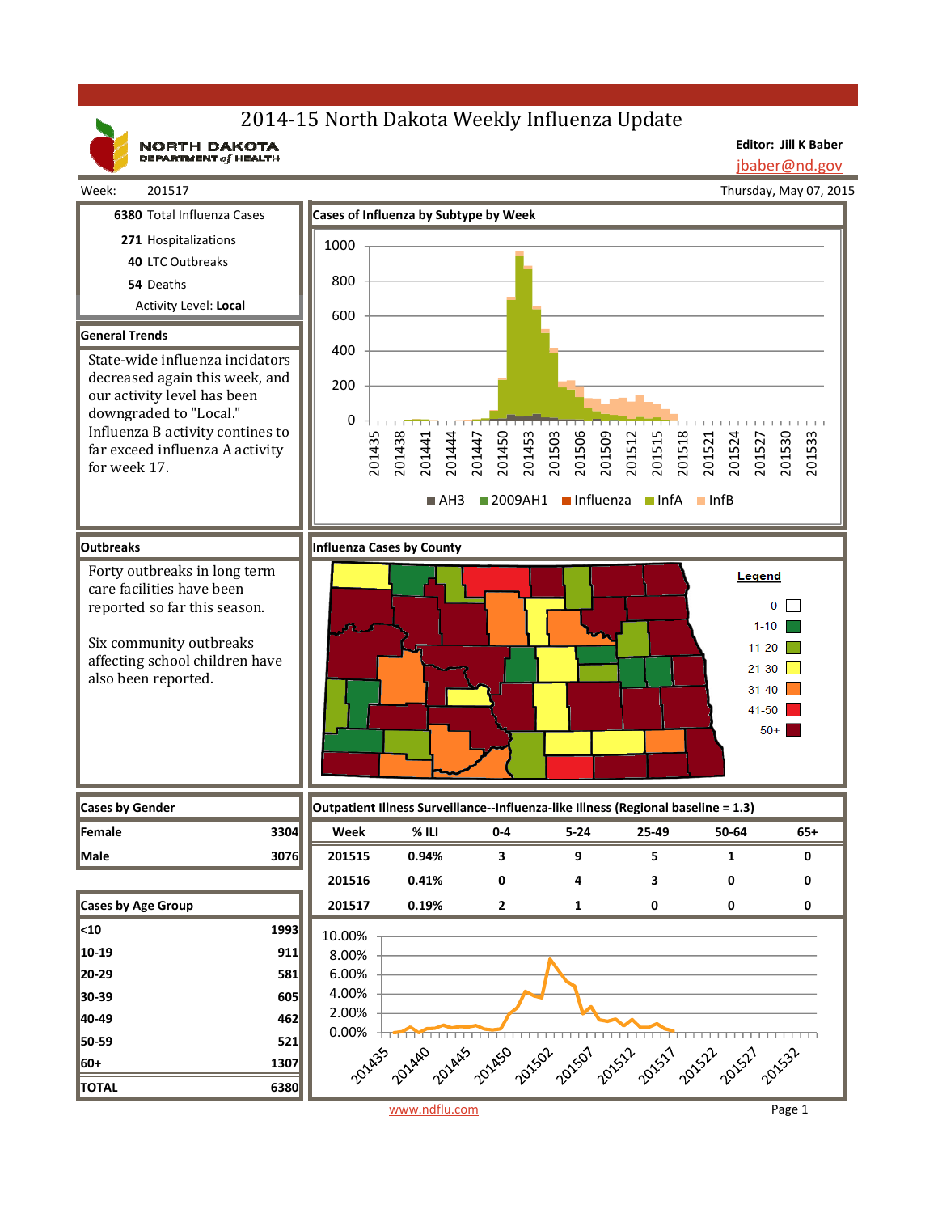# 2014-15 North Dakota Weekly Influenza Update

NORTH DAKOTA DEPARTMENT *of* HEALTH

**Editor: Jill K Baber**
jbaber@nd.gov

Week: 201517

Thursday, May 07, 2015

**6380** Total Influenza Cases

**271** Hospitalizations

**40** LTC Outbreaks

**54** Deaths

Activity Level: **Local**

## General Trends

State-wide influenza incidators decreased again this week, and our activity level has been downgraded to "Local." Influenza B activity contines to far exceed influenza A activity for week 17.

## Cases of Influenza by Subtype by Week

AH3 · 2009AH1 · Influenza · InfA · InfB

## Outbreaks

Forty outbreaks in long term care facilities have been reported so far this season.

Six community outbreaks affecting school children have also been reported.

## Influenza Cases by County

Legend: 0 · 1-10 · 11-20 · 21-30 · 31-40 · 41-50 · 50+

## Cases by Gender

| Cases by Gender | |
|---|---|
| Female | 3304 |
| Male | 3076 |

## Outpatient Illness Surveillance--Influenza-like Illness (Regional baseline = 1.3)

| Week | % ILI | 0-4 | 5-24 | 25-49 | 50-64 | 65+ |
|---|---|---|---|---|---|---|
| 201515 | 0.94% | 3 | 9 | 5 | 1 | 0 |
| 201516 | 0.41% | 0 | 4 | 3 | 0 | 0 |
| 201517 | 0.19% | 2 | 1 | 0 | 0 | 0 |

## Cases by Age Group

| Cases by Age Group | |
|---|---|
| <10 | 1993 |
| 10-19 | 911 |
| 20-29 | 581 |
| 30-39 | 605 |
| 40-49 | 462 |
| 50-59 | 521 |
| 60+ | 1307 |
| **TOTAL** | **6380** |

www.ndflu.com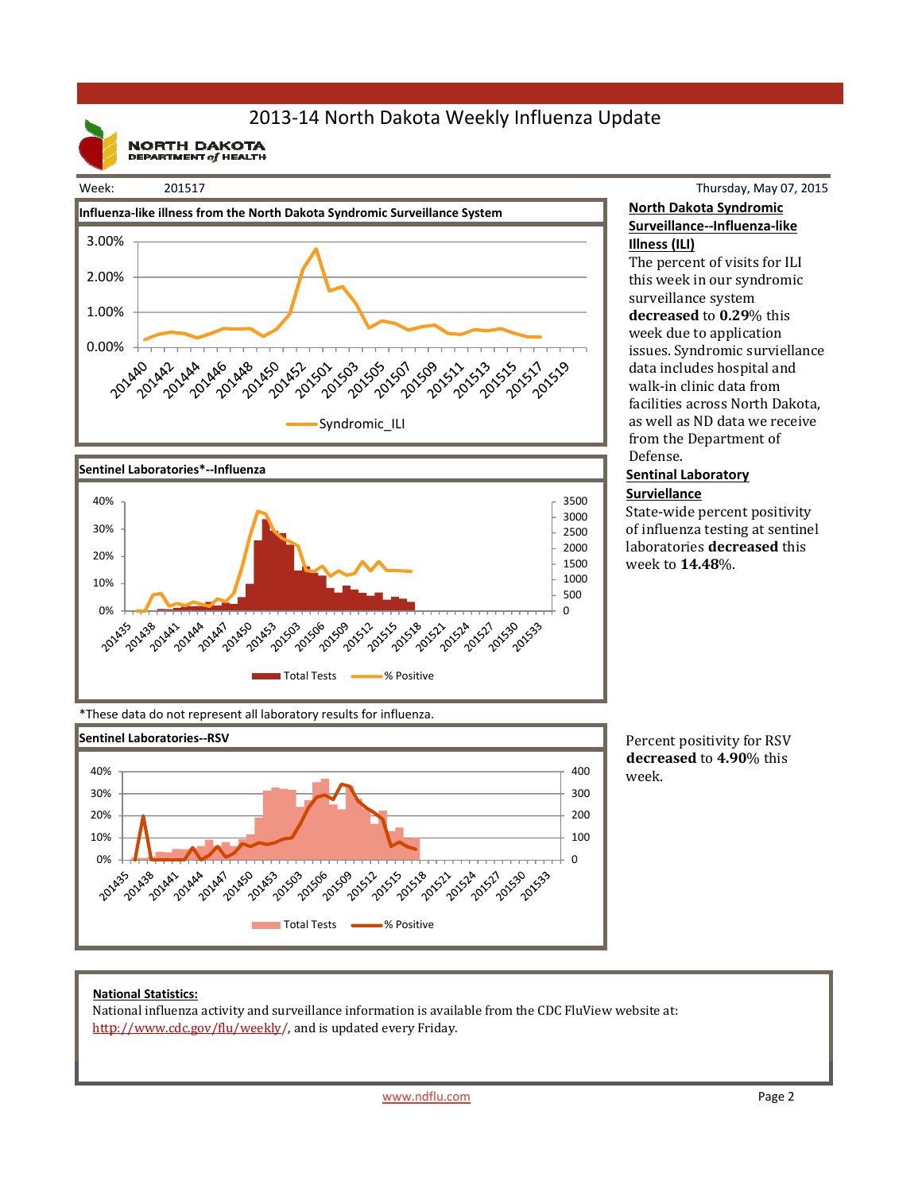# 2013-14 North Dakota Weekly Influenza Update

NORTH DAKOTA DEPARTMENT of HEALTH

Week: 201517

Thursday, May 07, 2015

**Influenza-like illness from the North Dakota Syndromic Surveillance System**

**North Dakota Syndromic Surveillance--Influenza-like Illness (ILI)**

The percent of visits for ILI this week in our syndromic surveillance system **decreased** to **0.29**% this week due to application issues. Syndromic surviellance data includes hospital and walk-in clinic data from facilities across North Dakota, as well as ND data we receive from the Department of Defense.

**Sentinel Laboratories*--Influenza**

**Sentinal Laboratory Surviellance**

State-wide percent positivity of influenza testing at sentinel laboratories **decreased** this week to **14.48**%.

*These data do not represent all laboratory results for influenza.

**Sentinel Laboratories--RSV**

Percent positivity for RSV **decreased** to **4.90**% this week.

**National Statistics:**

National influenza activity and surveillance information is available from the CDC FluView website at: http://www.cdc.gov/flu/weekly/, and is updated every Friday.

www.ndflu.com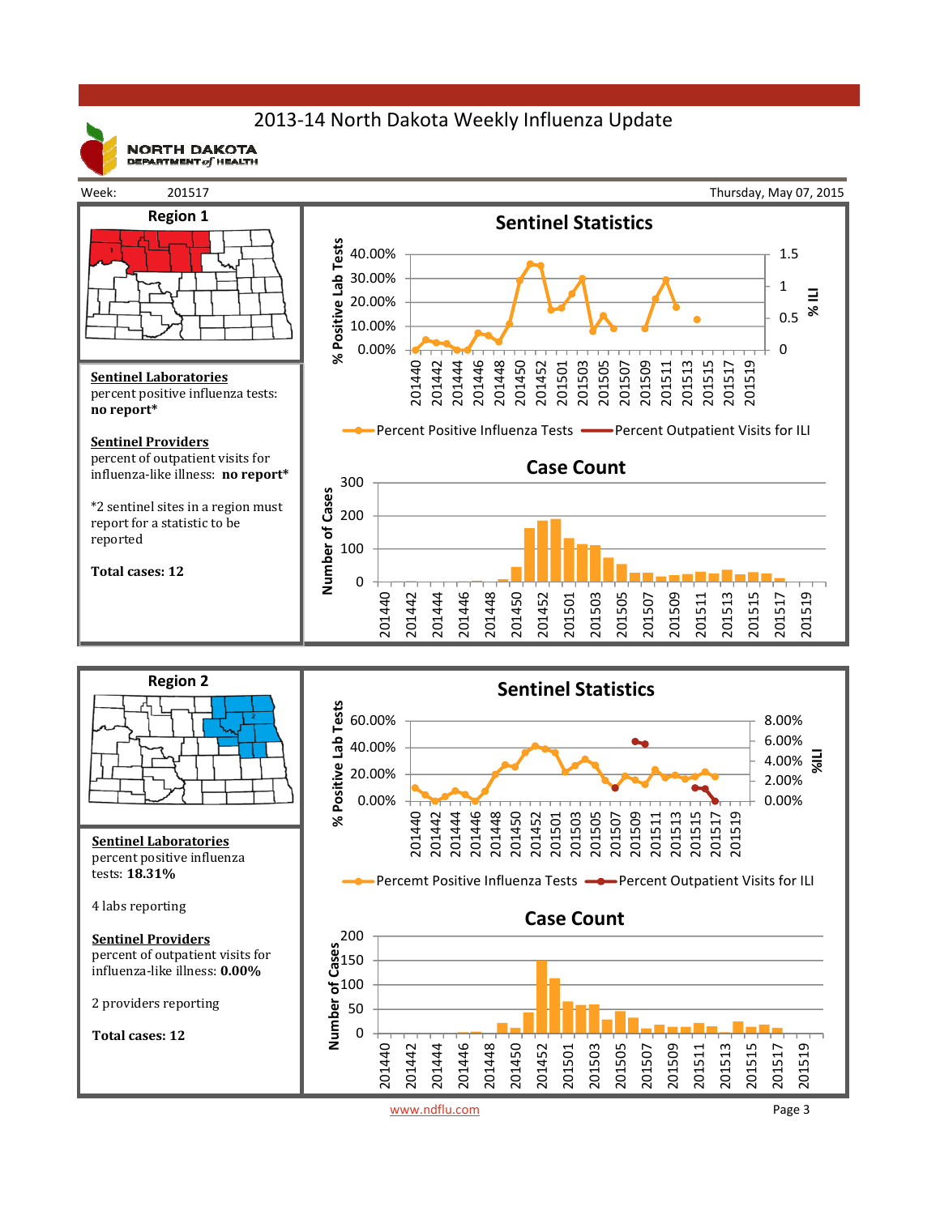# 2013-14 North Dakota Weekly Influenza Update

NORTH DAKOTA DEPARTMENT of HEALTH

Week: 201517

Thursday, May 07, 2015

## Region 1

**Sentinel Laboratories**
percent positive influenza tests:
**no report***

**Sentinel Providers**
percent of outpatient visits for influenza-like illness: **no report***

*2 sentinel sites in a region must report for a statistic to be reported

**Total cases: 12**

### Sentinel Statistics

Percent Positive Influenza Tests — Percent Outpatient Visits for ILI

### Case Count

## Region 2

**Sentinel Laboratories**
percent positive influenza tests: **18.31%**

4 labs reporting

**Sentinel Providers**
percent of outpatient visits for influenza-like illness: **0.00%**

2 providers reporting

**Total cases: 12**

### Sentinel Statistics

Percemt Positive Influenza Tests — Percent Outpatient Visits for ILI

### Case Count

www.ndflu.com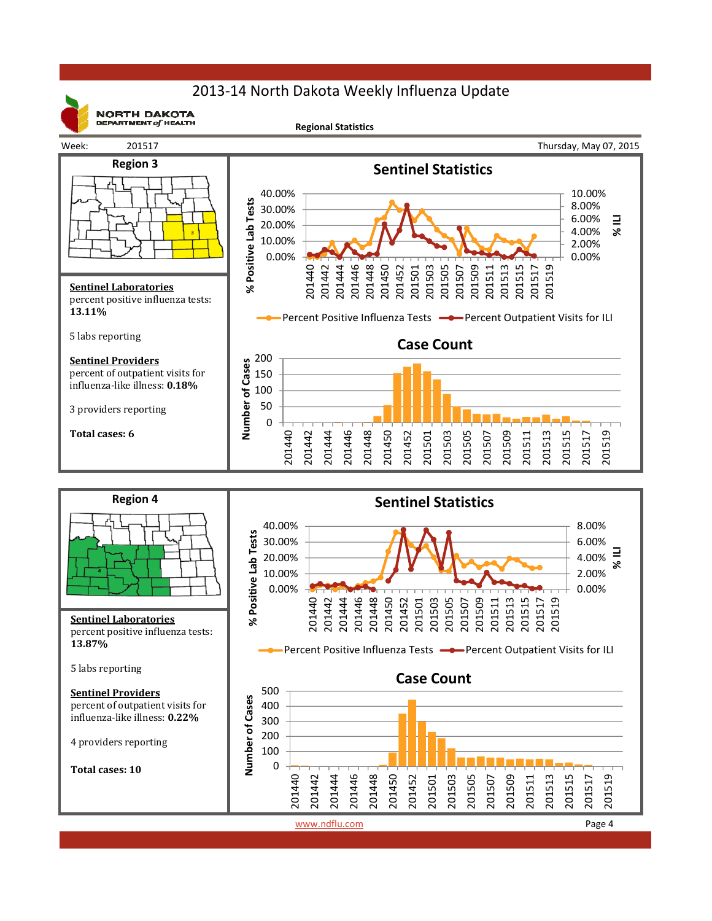# 2013-14 North Dakota Weekly Influenza Update

NORTH DAKOTA DEPARTMENT of HEALTH

**Regional Statistics**

Week: 201517

Thursday, May 07, 2015

## Region 3

**Sentinel Laboratories**
percent positive influenza tests: **13.11%**

5 labs reporting

**Sentinel Providers**
percent of outpatient visits for influenza-like illness: **0.18%**

3 providers reporting

**Total cases: 6**

### Sentinel Statistics

% Positive Lab Tests
40.00%
30.00%
20.00%
10.00%
0.00%

% ILI
10.00%
8.00%
6.00%
4.00%
2.00%
0.00%

201440 201442 201444 201446 201448 201450 201452 201501 201503 201505 201507 201509 201511 201513 201515 201517 201519

Percent Positive Influenza Tests
Percent Outpatient Visits for ILI

### Case Count

Number of Cases
200
150
100
50
0

201440 201442 201444 201446 201448 201450 201452 201501 201503 201505 201507 201509 201511 201513 201515 201517 201519

## Region 4

**Sentinel Laboratories**
percent positive influenza tests: **13.87%**

5 labs reporting

**Sentinel Providers**
percent of outpatient visits for influenza-like illness: **0.22%**

4 providers reporting

**Total cases: 10**

### Sentinel Statistics

% Positive Lab Tests
40.00%
30.00%
20.00%
10.00%
0.00%

% ILI
8.00%
6.00%
4.00%
2.00%
0.00%

201440 201442 201444 201446 201448 201450 201452 201501 201503 201505 201507 201509 201511 201513 201515 201517 201519

Percent Positive Influenza Tests
Percent Outpatient Visits for ILI

### Case Count

Number of Cases
500
400
300
200
100
0

201440 201442 201444 201446 201448 201450 201452 201501 201503 201505 201507 201509 201511 201513 201515 201517 201519

www.ndflu.com